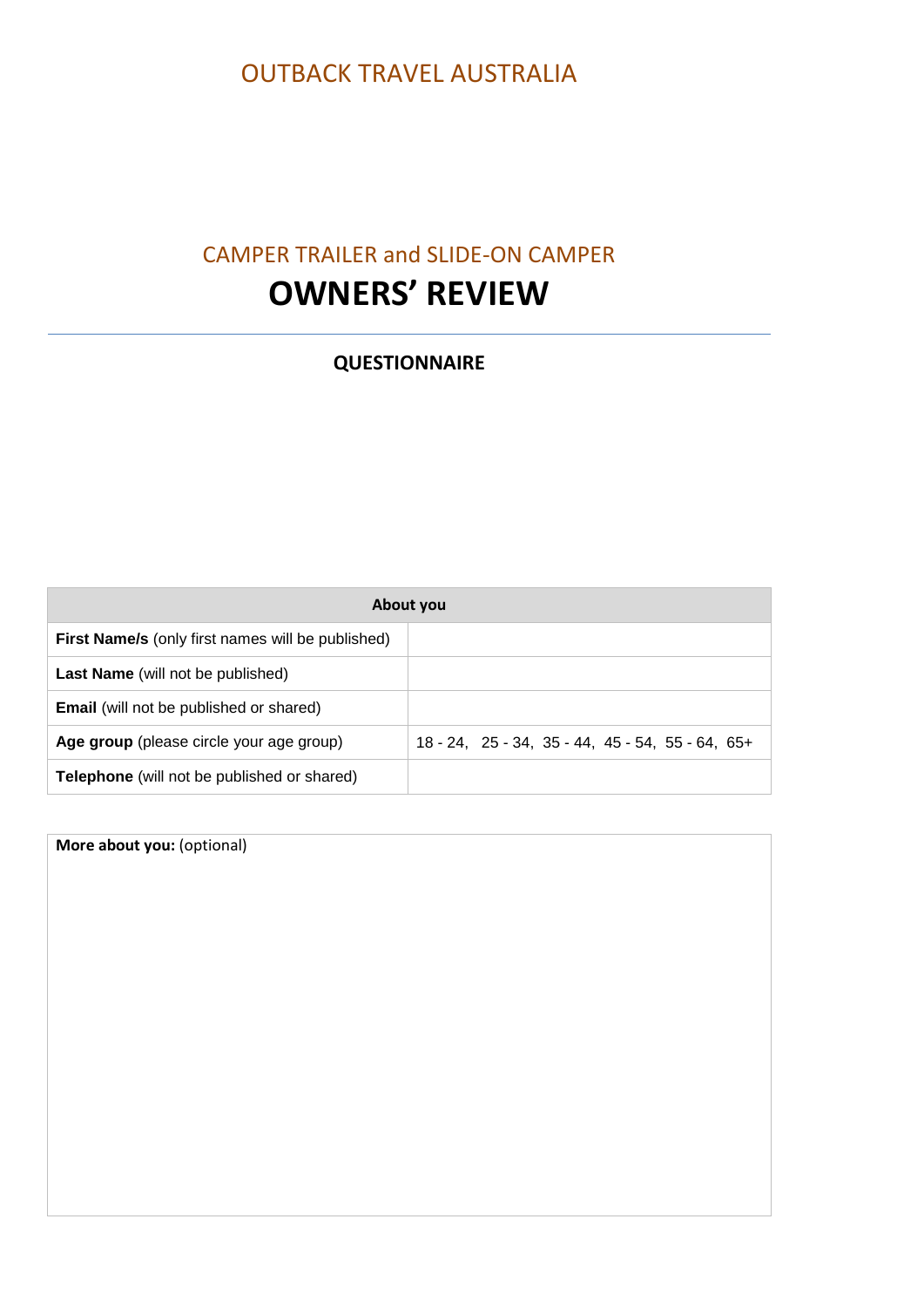OUTBACK TRAVEL AUSTRALIA

## CAMPER TRAILER and SLIDE-ON CAMPER

# OWNERS' REVIEW

---

### QUESTIONNAIRE

| About you | |
|---|---|
| **First Name/s** (only first names will be published) | |
| **Last Name** (will not be published) | |
| **Email** (will not be published or shared) | |
| **Age group** (please circle your age group) | 18 - 24, 25 - 34, 35 - 44, 45 - 54, 55 - 64, 65+ |
| **Telephone** (will not be published or shared) | |

| **More about you:** (optional) |
|---|
| |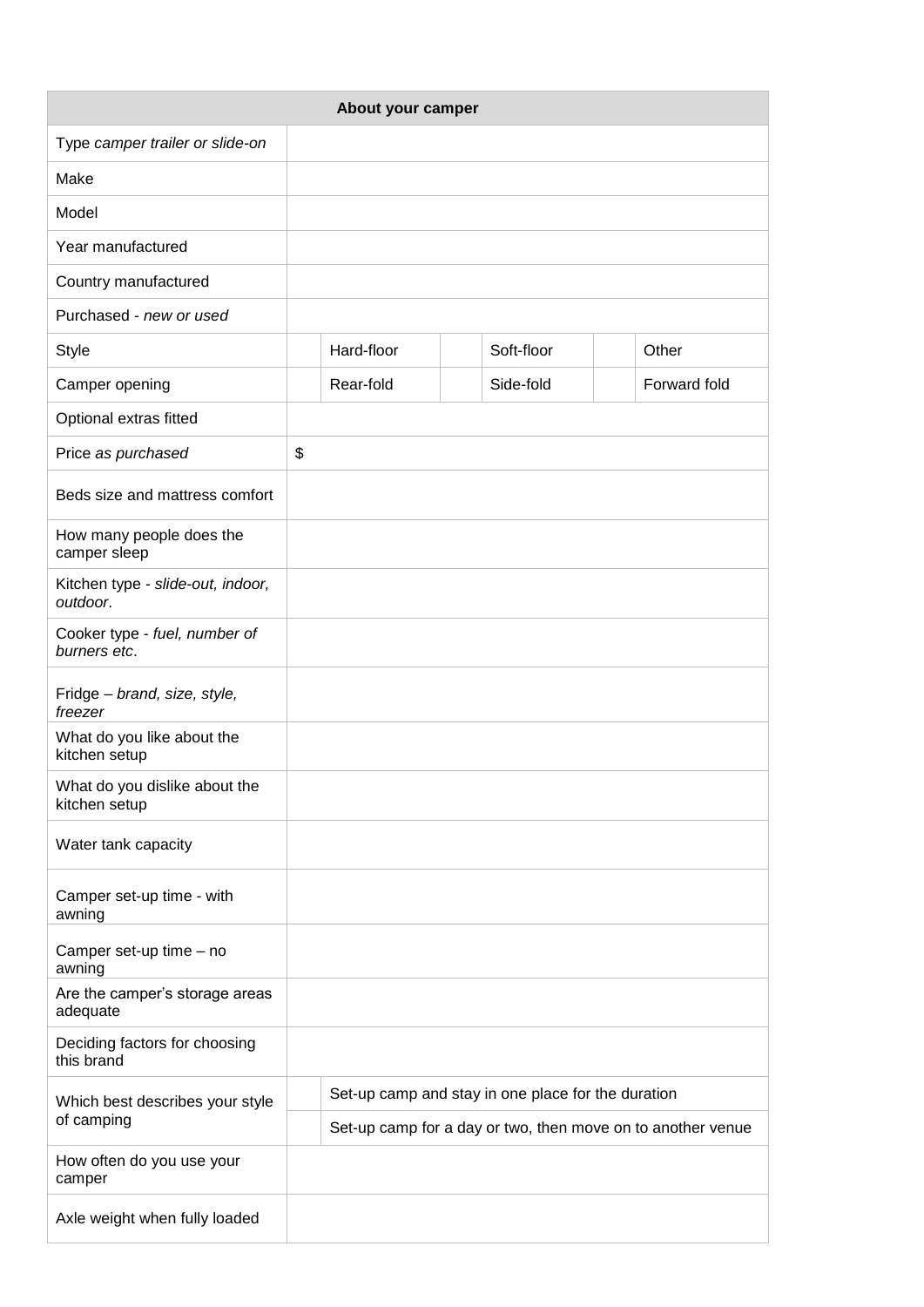| About your camper | | | | | | |
|---|---|---|---|---|---|---|
| Type *camper trailer or slide-on* | | | | | | |
| Make | | | | | | |
| Model | | | | | | |
| Year manufactured | | | | | | |
| Country manufactured | | | | | | |
| Purchased - *new or used* | | | | | | |
| Style | | Hard-floor | | Soft-floor | | Other |
| Camper opening | | Rear-fold | | Side-fold | | Forward fold |
| Optional extras fitted | | | | | | |
| Price *as purchased* | $ | | | | | |
| Beds size and mattress comfort | | | | | | |
| How many people does the camper sleep | | | | | | |
| Kitchen type - *slide-out, indoor, outdoor*. | | | | | | |
| Cooker type - *fuel, number of burners etc*. | | | | | | |
| Fridge – *brand, size, style, freezer* | | | | | | |
| What do you like about the kitchen setup | | | | | | |
| What do you dislike about the kitchen setup | | | | | | |
| Water tank capacity | | | | | | |
| Camper set-up time - with awning | | | | | | |
| Camper set-up time – no awning | | | | | | |
| Are the camper's storage areas adequate | | | | | | |
| Deciding factors for choosing this brand | | | | | | |
| Which best describes your style of camping | | Set-up camp and stay in one place for the duration | | | | |
| | | Set-up camp for a day or two, then move on to another venue | | | | |
| How often do you use your camper | | | | | | |
| Axle weight when fully loaded | | | | | | |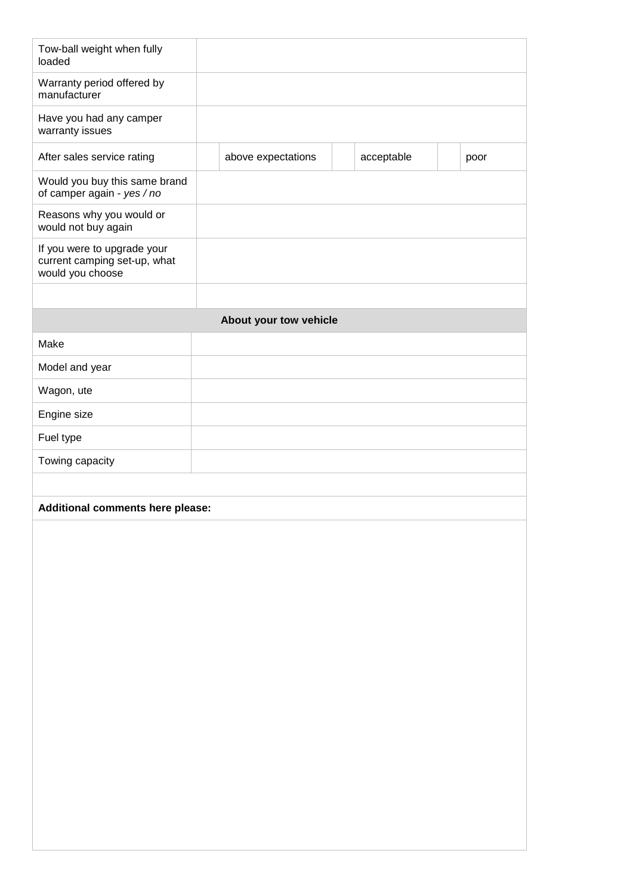| | | | | | | |
|---|---|---|---|---|---|---|
| Tow-ball weight when fully loaded | | | | | | |
| Warranty period offered by manufacturer | | | | | | |
| Have you had any camper warranty issues | | | | | | |
| After sales service rating | | above expectations | | acceptable | | poor |
| Would you buy this same brand of camper again - *yes / no* | | | | | | |
| Reasons why you would or would not buy again | | | | | | |
| If you were to upgrade your current camping set-up, what would you choose | | | | | | |
| | | | | | | |

| **About your tow vehicle** | |
|---|---|
| Make | |
| Model and year | |
| Wagon, ute | |
| Engine size | |
| Fuel type | |
| Towing capacity | |

**Additional comments here please:**